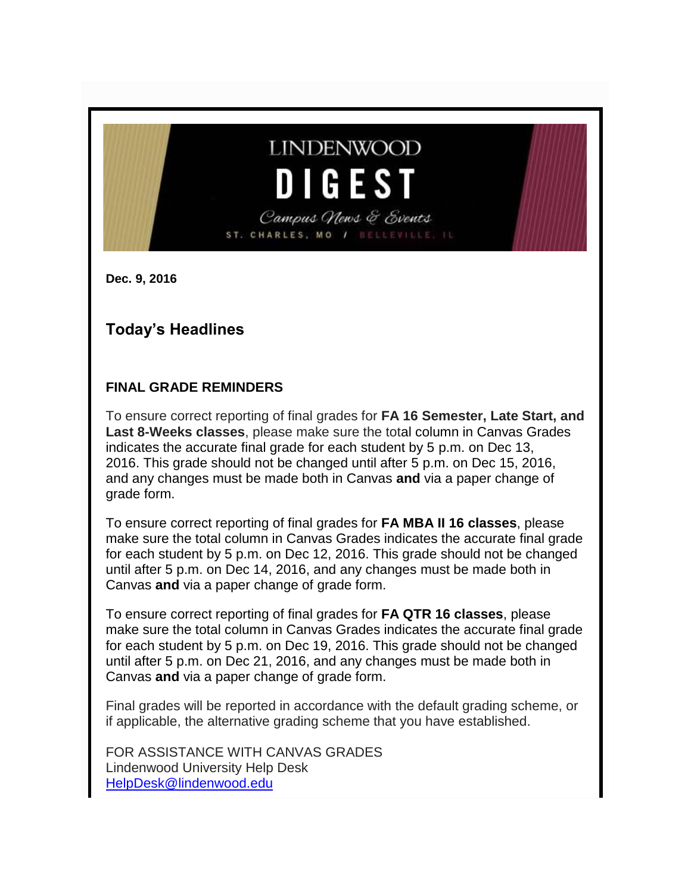# LINDENWOOD DIGEST

*Campus News & Events*

ST. CHARLES, MO / BELLEVILLE, IL

**Dec. 9, 2016**

## Today's Headlines

### FINAL GRADE REMINDERS

To ensure correct reporting of final grades for **FA 16 Semester, Late Start, and Last 8-Weeks classes**, please make sure the total column in Canvas Grades indicates the accurate final grade for each student by 5 p.m. on Dec 13, 2016. This grade should not be changed until after 5 p.m. on Dec 15, 2016, and any changes must be made both in Canvas **and** via a paper change of grade form.

To ensure correct reporting of final grades for **FA MBA II 16 classes**, please make sure the total column in Canvas Grades indicates the accurate final grade for each student by 5 p.m. on Dec 12, 2016. This grade should not be changed until after 5 p.m. on Dec 14, 2016, and any changes must be made both in Canvas **and** via a paper change of grade form.

To ensure correct reporting of final grades for **FA QTR 16 classes**, please make sure the total column in Canvas Grades indicates the accurate final grade for each student by 5 p.m. on Dec 19, 2016. This grade should not be changed until after 5 p.m. on Dec 21, 2016, and any changes must be made both in Canvas **and** via a paper change of grade form.

Final grades will be reported in accordance with the default grading scheme, or if applicable, the alternative grading scheme that you have established.

FOR ASSISTANCE WITH CANVAS GRADES
Lindenwood University Help Desk
HelpDesk@lindenwood.edu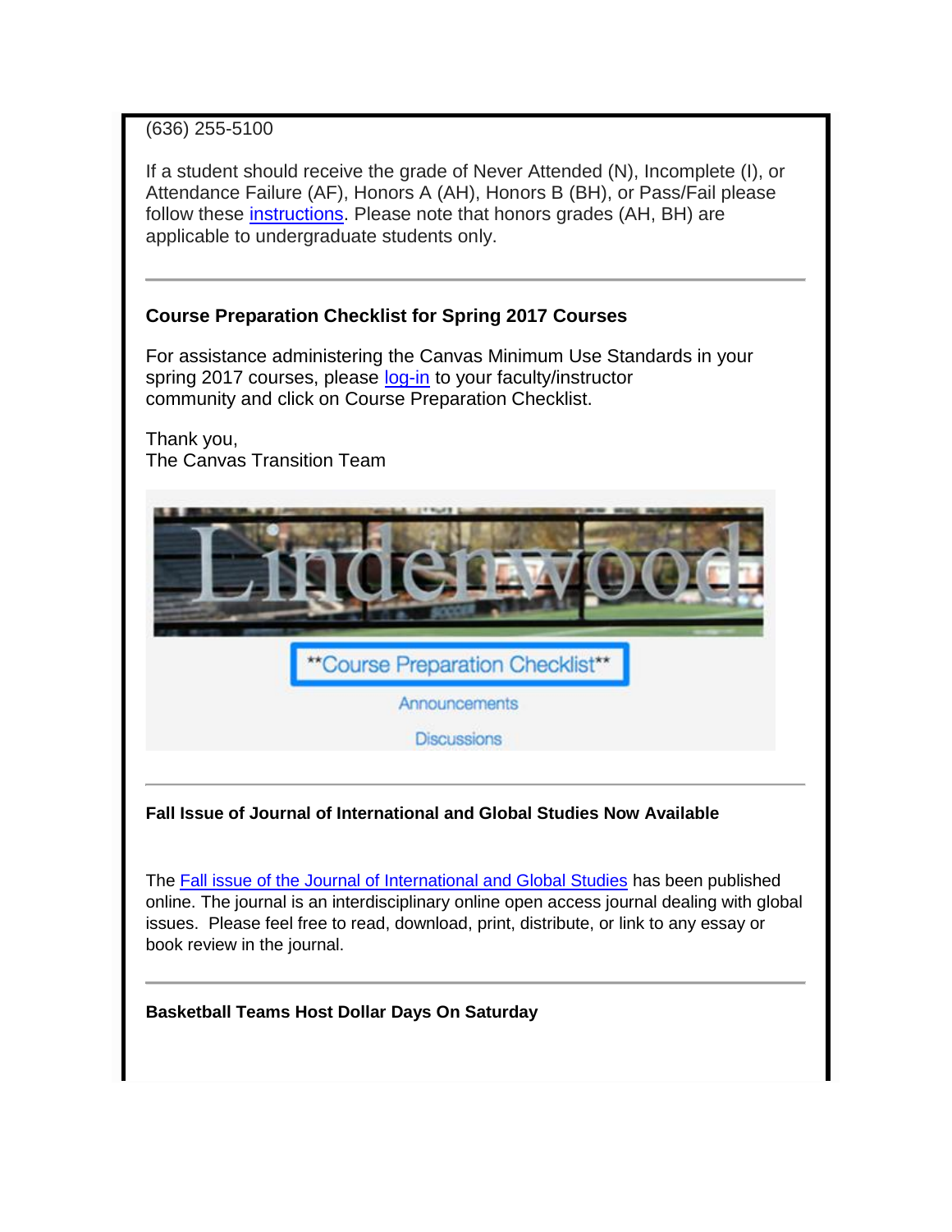(636) 255-5100

If a student should receive the grade of Never Attended (N), Incomplete (I), or Attendance Failure (AF), Honors A (AH), Honors B (BH), or Pass/Fail please follow these instructions. Please note that honors grades (AH, BH) are applicable to undergraduate students only.

---

**Course Preparation Checklist for Spring 2017 Courses**

For assistance administering the Canvas Minimum Use Standards in your spring 2017 courses, please log-in to your faculty/instructor community and click on Course Preparation Checklist.

Thank you,
The Canvas Transition Team

---

**Fall Issue of Journal of International and Global Studies Now Available**

The Fall issue of the Journal of International and Global Studies has been published online. The journal is an interdisciplinary online open access journal dealing with global issues. Please feel free to read, download, print, distribute, or link to any essay or book review in the journal.

---

**Basketball Teams Host Dollar Days On Saturday**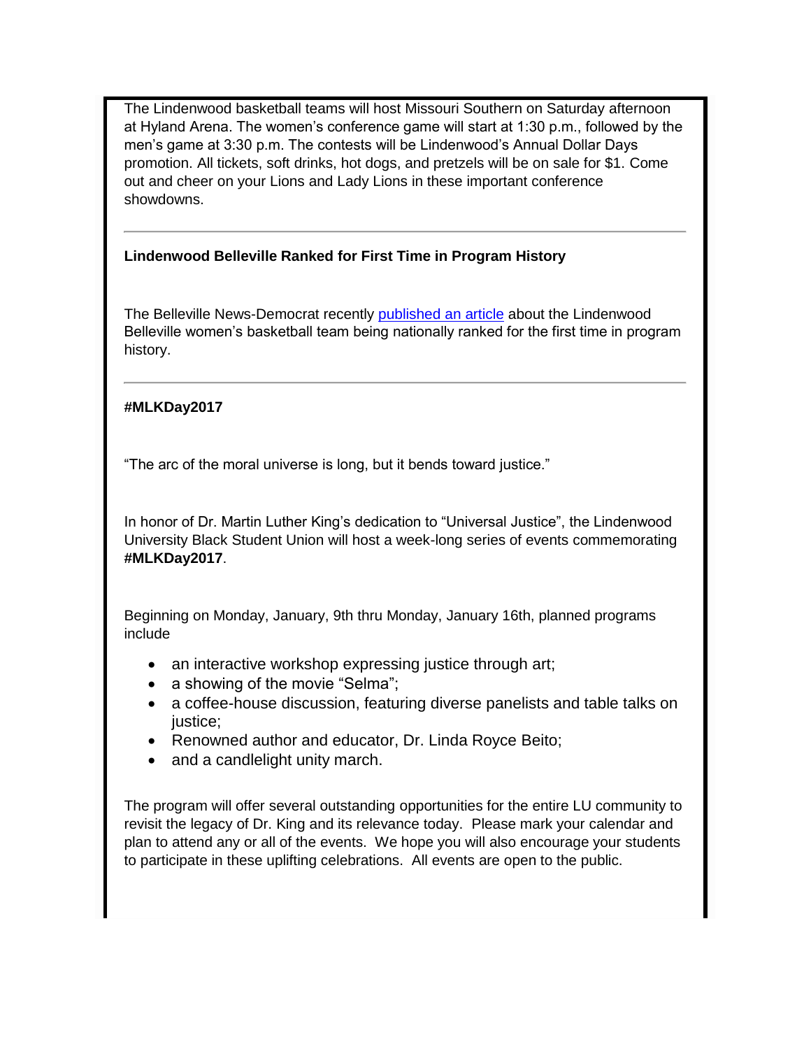The Lindenwood basketball teams will host Missouri Southern on Saturday afternoon at Hyland Arena. The women's conference game will start at 1:30 p.m., followed by the men's game at 3:30 p.m. The contests will be Lindenwood's Annual Dollar Days promotion. All tickets, soft drinks, hot dogs, and pretzels will be on sale for $1. Come out and cheer on your Lions and Lady Lions in these important conference showdowns.

---

**Lindenwood Belleville Ranked for First Time in Program History**

The Belleville News-Democrat recently published an article about the Lindenwood Belleville women's basketball team being nationally ranked for the first time in program history.

---

**#MLKDay2017**

"The arc of the moral universe is long, but it bends toward justice."

In honor of Dr. Martin Luther King's dedication to "Universal Justice", the Lindenwood University Black Student Union will host a week-long series of events commemorating **#MLKDay2017**.

Beginning on Monday, January, 9th thru Monday, January 16th, planned programs include

- an interactive workshop expressing justice through art;
- a showing of the movie "Selma";
- a coffee-house discussion, featuring diverse panelists and table talks on justice;
- Renowned author and educator, Dr. Linda Royce Beito;
- and a candlelight unity march.

The program will offer several outstanding opportunities for the entire LU community to revisit the legacy of Dr. King and its relevance today. Please mark your calendar and plan to attend any or all of the events. We hope you will also encourage your students to participate in these uplifting celebrations. All events are open to the public.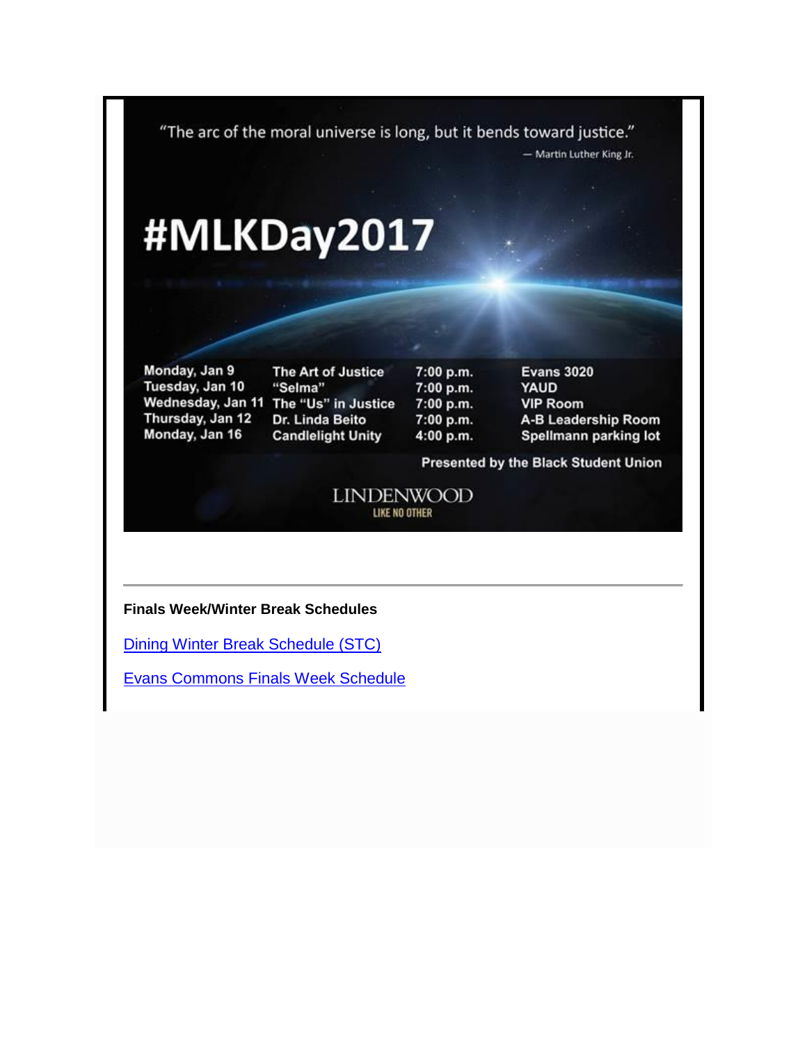"The arc of the moral universe is long, but it bends toward justice."
— Martin Luther King Jr.

# #MLKDay2017

| | | | |
|---|---|---|---|
| Monday, Jan 9 | The Art of Justice | 7:00 p.m. | Evans 3020 |
| Tuesday, Jan 10 | "Selma" | 7:00 p.m. | YAUD |
| Wednesday, Jan 11 | The "Us" in Justice | 7:00 p.m. | VIP Room |
| Thursday, Jan 12 | Dr. Linda Beito | 7:00 p.m. | A-B Leadership Room |
| Monday, Jan 16 | Candlelight Unity | 4:00 p.m. | Spellmann parking lot |

Presented by the Black Student Union

LINDENWOOD
LIKE NO OTHER

---

**Finals Week/Winter Break Schedules**

Dining Winter Break Schedule (STC)

Evans Commons Finals Week Schedule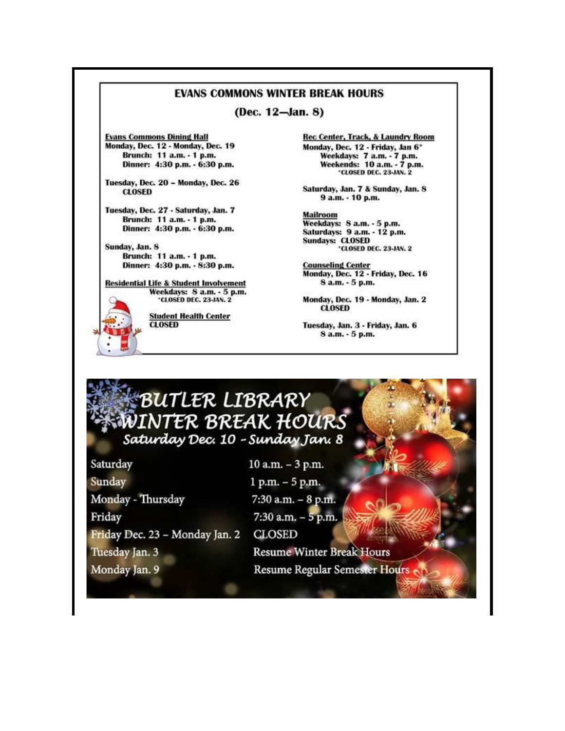# EVANS COMMONS WINTER BREAK HOURS

**(Dec. 12—Jan. 8)**

**Evans Commons Dining Hall**

**Monday, Dec. 12 - Monday, Dec. 19**
- Brunch: 11 a.m. - 1 p.m.
- Dinner: 4:30 p.m. - 6:30 p.m.

**Tuesday, Dec. 20 – Monday, Dec. 26**
- CLOSED

**Tuesday, Dec. 27 - Saturday, Jan. 7**
- Brunch: 11 a.m. - 1 p.m.
- Dinner: 4:30 p.m. - 6:30 p.m.

**Sunday, Jan. 8**
- Brunch: 11 a.m. - 1 p.m.
- Dinner: 4:30 p.m. - 8:30 p.m.

**Residential Life & Student Involvement**
- Weekdays: 8 a.m. - 5 p.m.
- *CLOSED DEC. 23-JAN. 2

**Student Health Center**
- CLOSED

**Rec Center, Track, & Laundry Room**

**Monday, Dec. 12 - Friday, Jan 6***
- Weekdays: 7 a.m. - 7 p.m.
- Weekends: 10 a.m. - 7 p.m.
- *CLOSED DEC. 23-JAN. 2

**Saturday, Jan. 7 & Sunday, Jan. 8**
- 9 a.m. - 10 p.m.

**Mailroom**
- Weekdays: 8 a.m. - 5 p.m.
- Saturdays: 9 a.m. - 12 p.m.
- Sundays: CLOSED
- *CLOSED DEC. 23-JAN. 2

**Counseling Center**

**Monday, Dec. 12 - Friday, Dec. 16**
- 8 a.m. - 5 p.m.

**Monday, Dec. 19 - Monday, Jan. 2**
- CLOSED

**Tuesday, Jan. 3 - Friday, Jan. 6**
- 8 a.m. - 5 p.m.

# BUTLER LIBRARY WINTER BREAK HOURS

*Saturday Dec. 10 - Sunday Jan. 8*

| | |
|---|---|
| Saturday | 10 a.m. – 3 p.m. |
| Sunday | 1 p.m. – 5 p.m. |
| Monday - Thursday | 7:30 a.m. – 8 p.m. |
| Friday | 7:30 a.m. – 5 p.m. |
| Friday Dec. 23 – Monday Jan. 2 | CLOSED |
| Tuesday Jan. 3 | Resume Winter Break Hours |
| Monday Jan. 9 | Resume Regular Semester Hours |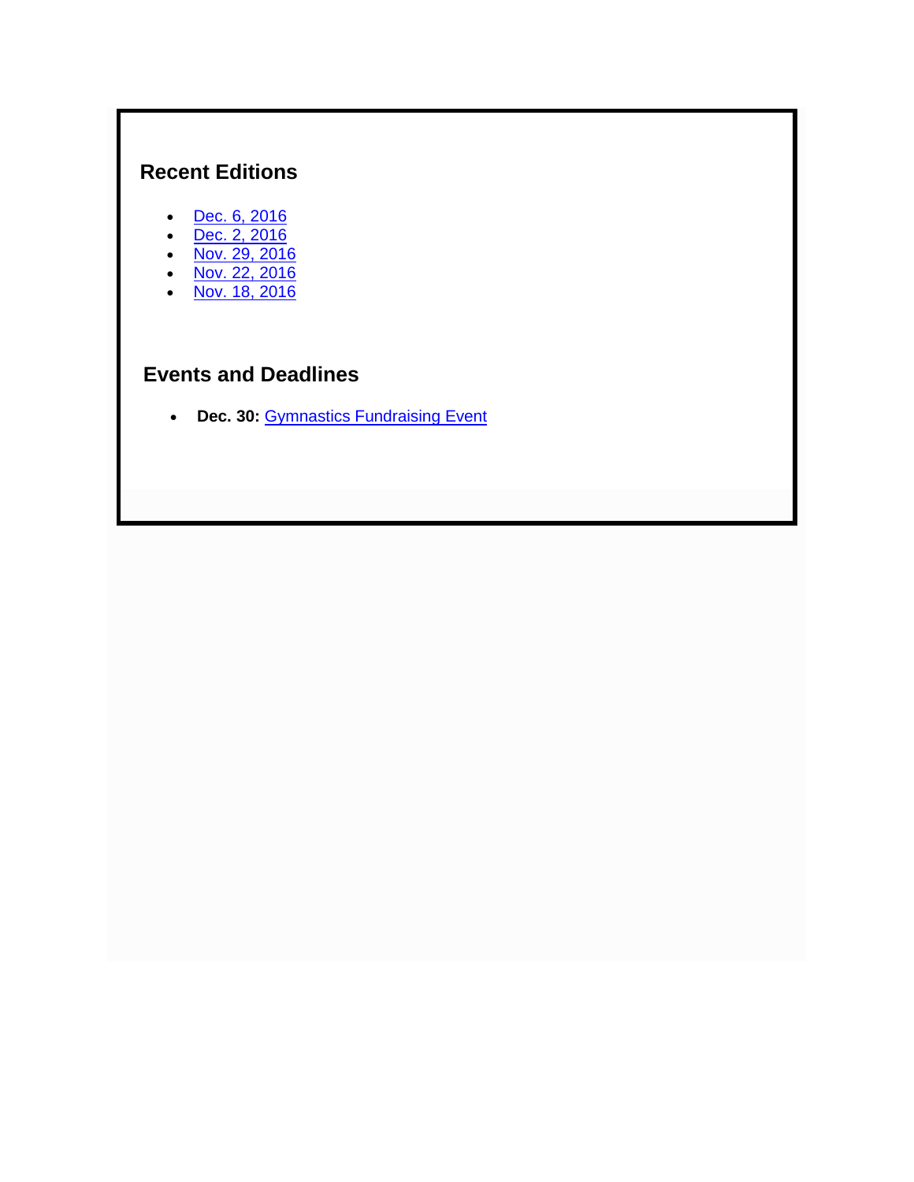## Recent Editions

- Dec. 6, 2016
- Dec. 2, 2016
- Nov. 29, 2016
- Nov. 22, 2016
- Nov. 18, 2016

## Events and Deadlines

- **Dec. 30:** Gymnastics Fundraising Event